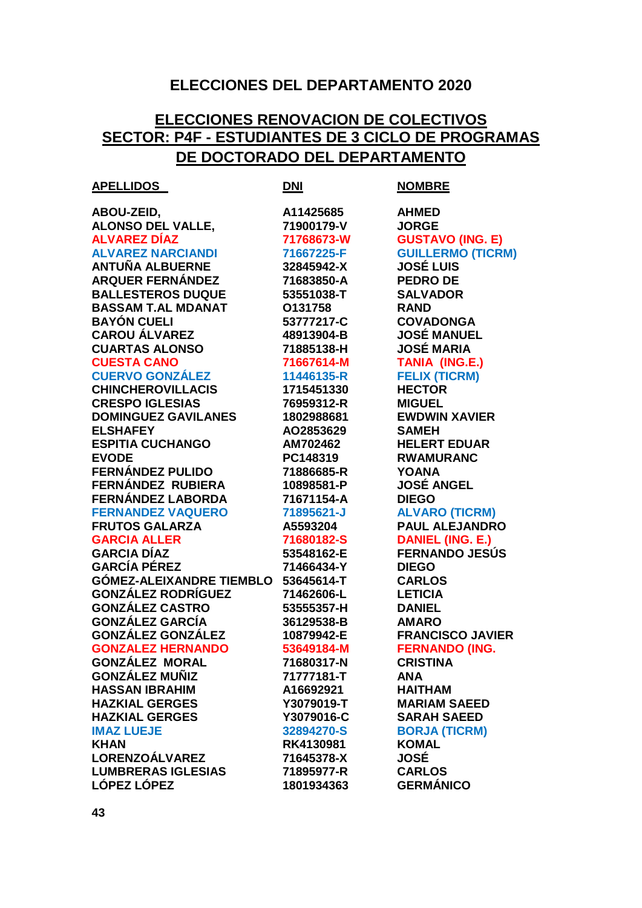## ELECCIONES DEL DEPARTAMENTO 2020

## ELECCIONES RENOVACION DE COLECTIVOS
## SECTOR: P4F - ESTUDIANTES DE 3 CICLO DE PROGRAMAS DE DOCTORADO DEL DEPARTAMENTO

| APELLIDOS | DNI | NOMBRE |
|---|---|---|
| ABOU-ZEID, | A11425685 | AHMED |
| ALONSO DEL VALLE, | 71900179-V | JORGE |
| ALVAREZ DÍAZ | 71768673-W | GUSTAVO (ING. E) |
| ALVAREZ NARCIANDI | 71667225-F | GUILLERMO (TICRM) |
| ANTUÑA ALBUERNE | 32845942-X | JOSÉ LUIS |
| ARQUER FERNÁNDEZ | 71683850-A | PEDRO DE |
| BALLESTEROS DUQUE | 53551038-T | SALVADOR |
| BASSAM T.AL MDANAT | O131758 | RAND |
| BAYÓN CUELI | 53777217-C | COVADONGA |
| CAROU ÁLVAREZ | 48913904-B | JOSÉ MANUEL |
| CUARTAS ALONSO | 71885138-H | JOSÉ MARIA |
| CUESTA CANO | 71667614-M | TANIA (ING.E.) |
| CUERVO GONZÁLEZ | 11446135-R | FELIX (TICRM) |
| CHINCHEROVILLACIS | 1715451330 | HECTOR |
| CRESPO IGLESIAS | 76959312-R | MIGUEL |
| DOMINGUEZ GAVILANES | 1802988681 | EWDWIN XAVIER |
| ELSHAFEY | AO2853629 | SAMEH |
| ESPITIA CUCHANGO | AM702462 | HELERT EDUAR |
| EVODE | PC148319 | RWAMURANC |
| FERNÁNDEZ PULIDO | 71886685-R | YOANA |
| FERNÁNDEZ RUBIERA | 10898581-P | JOSÉ ANGEL |
| FERNÁNDEZ LABORDA | 71671154-A | DIEGO |
| FERNANDEZ VAQUERO | 71895621-J | ALVARO (TICRM) |
| FRUTOS GALARZA | A5593204 | PAUL ALEJANDRO |
| GARCIA ALLER | 71680182-S | DANIEL (ING. E.) |
| GARCIA DÍAZ | 53548162-E | FERNANDO JESÚS |
| GARCÍA PÉREZ | 71466434-Y | DIEGO |
| GÓMEZ-ALEIXANDRE TIEMBLO | 53645614-T | CARLOS |
| GONZÁLEZ RODRÍGUEZ | 71462606-L | LETICIA |
| GONZÁLEZ CASTRO | 53555357-H | DANIEL |
| GONZÁLEZ GARCÍA | 36129538-B | AMARO |
| GONZÁLEZ GONZÁLEZ | 10879942-E | FRANCISCO JAVIER |
| GONZALEZ HERNANDO | 53649184-M | FERNANDO (ING. |
| GONZÁLEZ MORAL | 71680317-N | CRISTINA |
| GONZÁLEZ MUÑIZ | 71777181-T | ANA |
| HASSAN IBRAHIM | A16692921 | HAITHAM |
| HAZKIAL GERGES | Y3079019-T | MARIAM SAEED |
| HAZKIAL GERGES | Y3079016-C | SARAH SAEED |
| IMAZ LUEJE | 32894270-S | BORJA (TICRM) |
| KHAN | RK4130981 | KOMAL |
| LORENZOÁLVAREZ | 71645378-X | JOSÉ |
| LUMBRERAS IGLESIAS | 71895977-R | CARLOS |
| LÓPEZ LÓPEZ | 1801934363 | GERMÁNICO |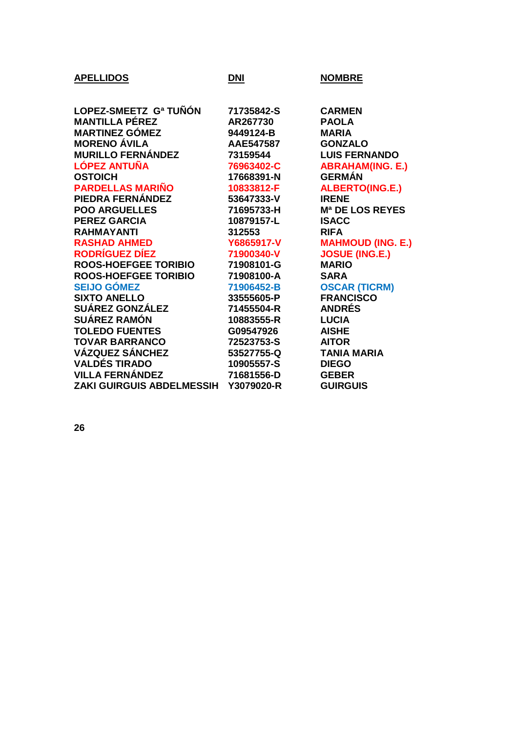| APELLIDOS | DNI | NOMBRE |
|---|---|---|
| LOPEZ-SMEETZ Gª TUÑÓN | 71735842-S | CARMEN |
| MANTILLA PÉREZ | AR267730 | PAOLA |
| MARTINEZ GÓMEZ | 9449124-B | MARIA |
| MORENO ÁVILA | AAE547587 | GONZALO |
| MURILLO FERNÁNDEZ | 73159544 | LUIS FERNANDO |
| LÓPEZ ANTUÑA | 76963402-C | ABRAHAM(ING. E.) |
| OSTOICH | 17668391-N | GERMÁN |
| PARDELLAS MARIÑO | 10833812-F | ALBERTO(ING.E.) |
| PIEDRA FERNÁNDEZ | 53647333-V | IRENE |
| POO ARGUELLES | 71695733-H | Mª DE LOS REYES |
| PEREZ GARCIA | 10879157-L | ISACC |
| RAHMAYANTI | 312553 | RIFA |
| RASHAD AHMED | Y6865917-V | MAHMOUD (ING. E.) |
| RODRÍGUEZ DÍEZ | 71900340-V | JOSUE (ING.E.) |
| ROOS-HOEFGEE TORIBIO | 71908101-G | MARIO |
| ROOS-HOEFGEE TORIBIO | 71908100-A | SARA |
| SEIJO GÓMEZ | 71906452-B | OSCAR (TICRM) |
| SIXTO ANELLO | 33555605-P | FRANCISCO |
| SUÁREZ GONZÁLEZ | 71455504-R | ANDRÉS |
| SUÁREZ RAMÓN | 10883555-R | LUCIA |
| TOLEDO FUENTES | G09547926 | AISHE |
| TOVAR BARRANCO | 72523753-S | AITOR |
| VÁZQUEZ SÁNCHEZ | 53527755-Q | TANIA MARIA |
| VALDÉS TIRADO | 10905557-S | DIEGO |
| VILLA FERNÁNDEZ | 71681556-D | GEBER |
| ZAKI GUIRGUIS ABDELMESSIH | Y3079020-R | GUIRGUIS |

**26**